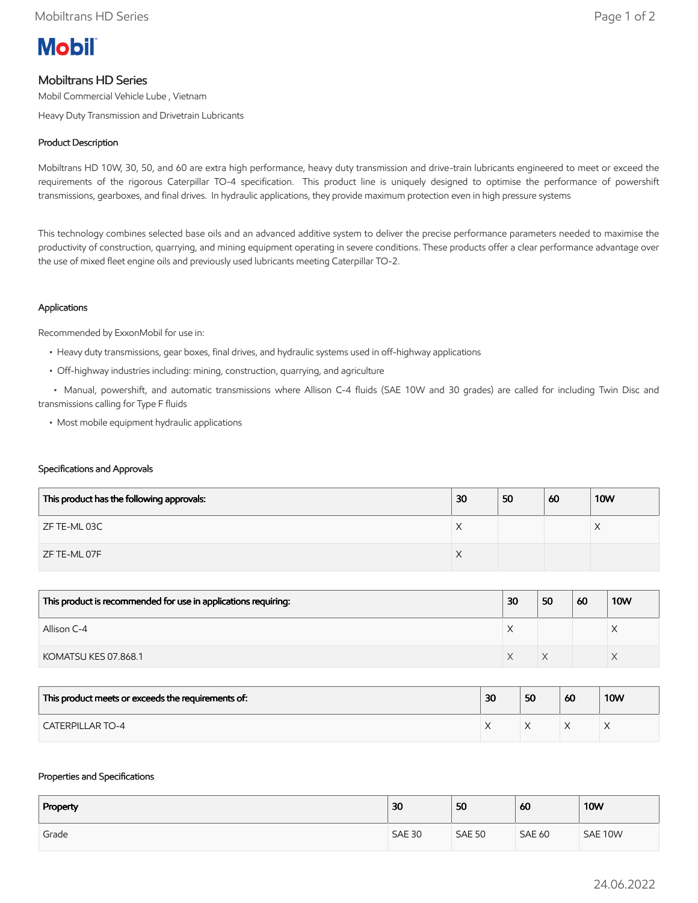Mobil

# Mobiltrans HD Series

Mobil Commercial Vehicle Lube , Vietnam

Heavy Duty Transmission and Drivetrain Lubricants

## Product Description

Mobiltrans HD 10W, 30, 50, and 60 are extra high performance, heavy duty transmission and drive-train lubricants engineered to meet or exceed the requirements of the rigorous Caterpillar TO-4 specification. This product line is uniquely designed to optimise the performance of powershift transmissions, gearboxes, and final drives. In hydraulic applications, they provide maximum protection even in high pressure systems

This technology combines selected base oils and an advanced additive system to deliver the precise performance parameters needed to maximise the productivity of construction, quarrying, and mining equipment operating in severe conditions. These products offer a clear performance advantage over the use of mixed fleet engine oils and previously used lubricants meeting Caterpillar TO-2.

## Applications

Recommended by ExxonMobil for use in:

- Heavy duty transmissions, gear boxes, final drives, and hydraulic systems used in off-highway applications
- Off-highway industries including: mining, construction, quarrying, and agriculture
- Manual, powershift, and automatic transmissions where Allison C-4 fluids (SAE 10W and 30 grades) are called for including Twin Disc and transmissions calling for Type F fluids
- Most mobile equipment hydraulic applications

## Specifications and Approvals

| This product has the following approvals: | 30 | 50 | 60 | 10W |
|---|---|---|---|---|
| ZF TE-ML 03C | X | | | X |
| ZF TE-ML 07F | X | | | |

| This product is recommended for use in applications requiring: | 30 | 50 | 60 | 10W |
|---|---|---|---|---|
| Allison C-4 | X | | | X |
| KOMATSU KES 07.868.1 | X | X | | X |

| This product meets or exceeds the requirements of: | 30 | 50 | 60 | 10W |
|---|---|---|---|---|
| CATERPILLAR TO-4 | X | X | X | X |

## Properties and Specifications

| Property | 30 | 50 | 60 | 10W |
|---|---|---|---|---|
| Grade | SAE 30 | SAE 50 | SAE 60 | SAE 10W |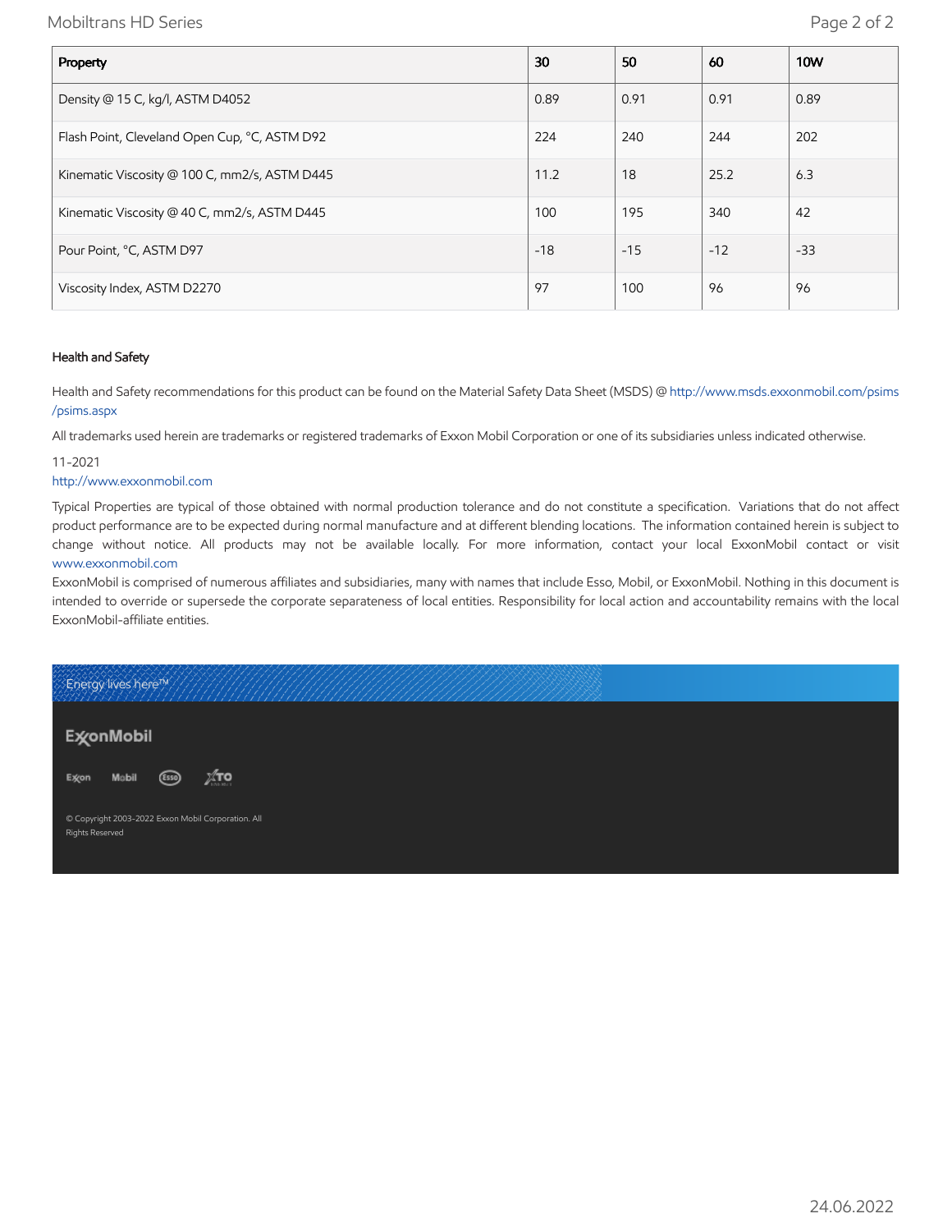| Property | 30 | 50 | 60 | 10W |
|---|---|---|---|---|
| Density @ 15 C, kg/l, ASTM D4052 | 0.89 | 0.91 | 0.91 | 0.89 |
| Flash Point, Cleveland Open Cup, °C, ASTM D92 | 224 | 240 | 244 | 202 |
| Kinematic Viscosity @ 100 C, mm2/s, ASTM D445 | 11.2 | 18 | 25.2 | 6.3 |
| Kinematic Viscosity @ 40 C, mm2/s, ASTM D445 | 100 | 195 | 340 | 42 |
| Pour Point, °C, ASTM D97 | -18 | -15 | -12 | -33 |
| Viscosity Index, ASTM D2270 | 97 | 100 | 96 | 96 |

### Health and Safety

Health and Safety recommendations for this product can be found on the Material Safety Data Sheet (MSDS) @ http://www.msds.exxonmobil.com/psims/psims.aspx

All trademarks used herein are trademarks or registered trademarks of Exxon Mobil Corporation or one of its subsidiaries unless indicated otherwise.

11-2021

http://www.exxonmobil.com

Typical Properties are typical of those obtained with normal production tolerance and do not constitute a specification. Variations that do not affect product performance are to be expected during normal manufacture and at different blending locations. The information contained herein is subject to change without notice. All products may not be available locally. For more information, contact your local ExxonMobil contact or visit www.exxonmobil.com

ExxonMobil is comprised of numerous affiliates and subsidiaries, many with names that include Esso, Mobil, or ExxonMobil. Nothing in this document is intended to override or supersede the corporate separateness of local entities. Responsibility for local action and accountability remains with the local ExxonMobil-affiliate entities.

Energy lives here™

ExxonMobil

Exxon Mobil Esso XTO

© Copyright 2003-2022 Exxon Mobil Corporation. All Rights Reserved